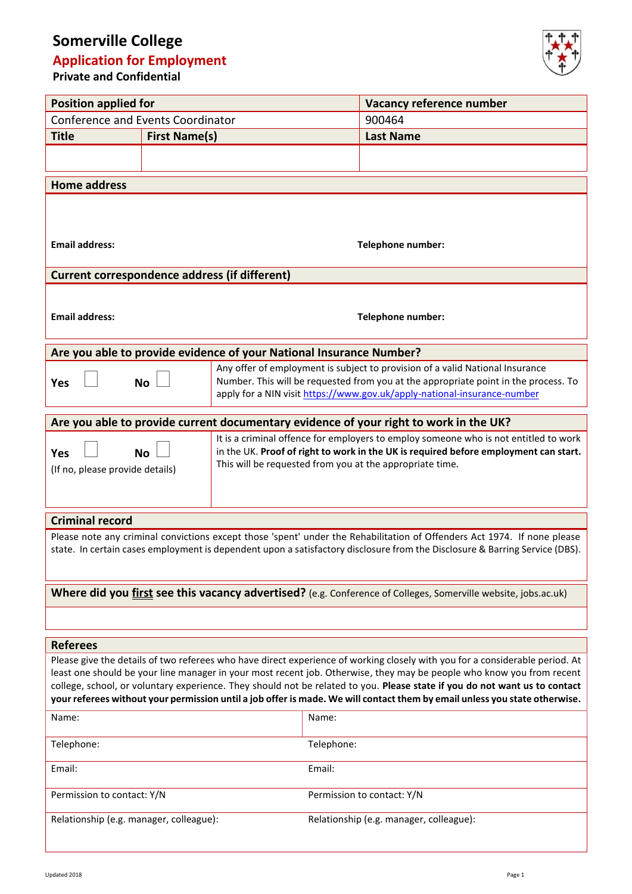# Somerville College

## Application for Employment

**Private and Confidential**

| **Position applied for** | | **Vacancy reference number** |
|---|---|---|
| Conference and Events Coordinator | | 900464 |
| **Title** | **First Name(s)** | **Last Name** |
| | | |

| **Home address** | |
|---|---|
| | |
| **Email address:** | **Telephone number:** |

| **Current correspondence address (if different)** | |
|---|---|
| | |
| **Email address:** | **Telephone number:** |

| **Are you able to provide evidence of your National Insurance Number?** | |
|---|---|
| **Yes** ☐ **No** ☐ | Any offer of employment is subject to provision of a valid National Insurance Number. This will be requested from you at the appropriate point in the process. To apply for a NIN visit https://www.gov.uk/apply-national-insurance-number |

| **Are you able to provide current documentary evidence of your right to work in the UK?** | |
|---|---|
| **Yes** ☐ **No** ☐ (If no, please provide details) | It is a criminal offence for employers to employ someone who is not entitled to work in the UK. **Proof of right to work in the UK is required before employment can start.** This will be requested from you at the appropriate time. |

| **Criminal record** |
|---|
| Please note any criminal convictions except those 'spent' under the Rehabilitation of Offenders Act 1974. If none please state. In certain cases employment is dependent upon a satisfactory disclosure from the Disclosure & Barring Service (DBS). |

| **Where did you <u>first</u> see this vacancy advertised?** (e.g. Conference of Colleges, Somerville website, jobs.ac.uk) |
|---|
| |

| **Referees** | |
|---|---|
| Please give the details of two referees who have direct experience of working closely with you for a considerable period. At least one should be your line manager in your most recent job. Otherwise, they may be people who know you from recent college, school, or voluntary experience. They should not be related to you. **Please state if you do not want us to contact your referees without your permission until a job offer is made. We will contact them by email unless you state otherwise.** | |
| Name: | Name: |
| Telephone: | Telephone: |
| Email: | Email: |
| Permission to contact: Y/N | Permission to contact: Y/N |
| Relationship (e.g. manager, colleague): | Relationship (e.g. manager, colleague): |

Updated 2018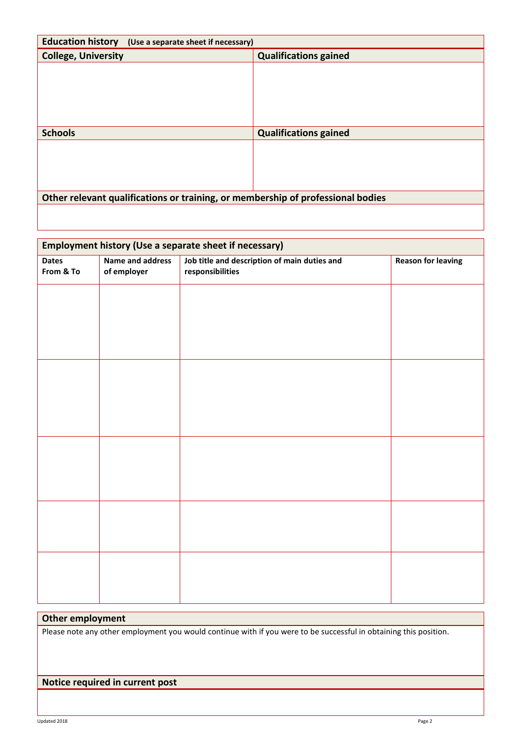## Education history (Use a separate sheet if necessary)

| College, University | Qualifications gained |
|---|---|
| | |

| Schools | Qualifications gained |
|---|---|
| | |

**Other relevant qualifications or training, or membership of professional bodies**

## Employment history (Use a separate sheet if necessary)

| Dates From & To | Name and address of employer | Job title and description of main duties and responsibilities | Reason for leaving |
|---|---|---|---|
| | | | |
| | | | |
| | | | |
| | | | |
| | | | |

## Other employment

Please note any other employment you would continue with if you were to be successful in obtaining this position.

## Notice required in current post

Updated 2018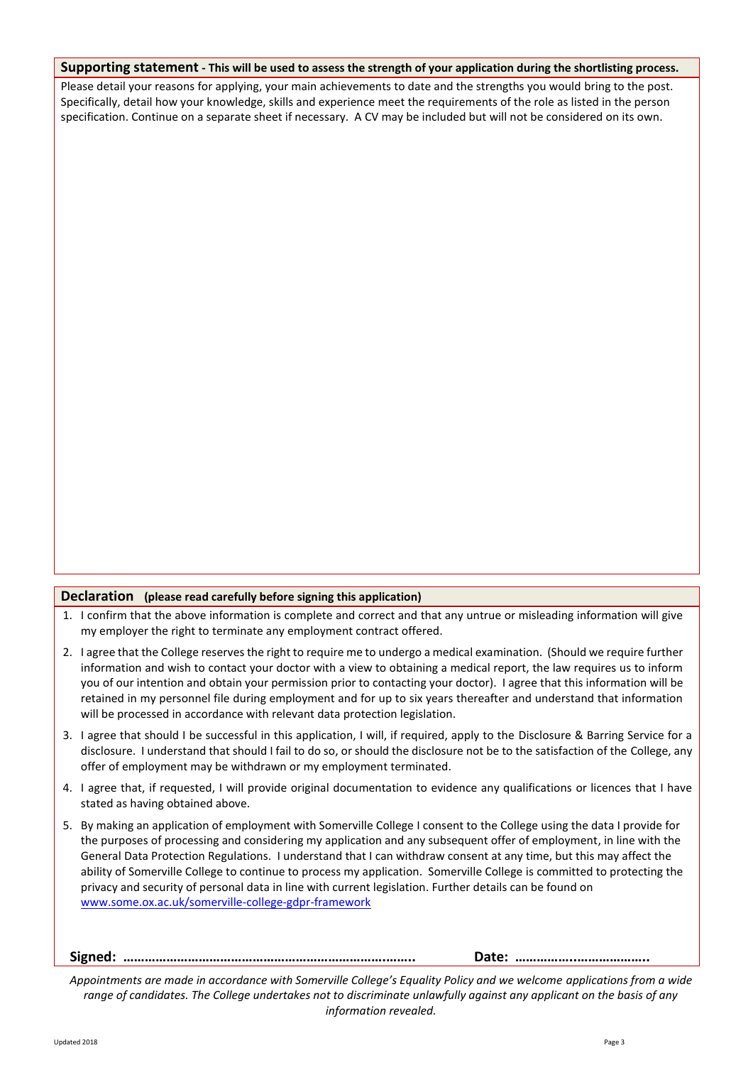## Supporting statement - This will be used to assess the strength of your application during the shortlisting process.

Please detail your reasons for applying, your main achievements to date and the strengths you would bring to the post. Specifically, detail how your knowledge, skills and experience meet the requirements of the role as listed in the person specification. Continue on a separate sheet if necessary. A CV may be included but will not be considered on its own.

## Declaration (please read carefully before signing this application)

1. I confirm that the above information is complete and correct and that any untrue or misleading information will give my employer the right to terminate any employment contract offered.
2. I agree that the College reserves the right to require me to undergo a medical examination. (Should we require further information and wish to contact your doctor with a view to obtaining a medical report, the law requires us to inform you of our intention and obtain your permission prior to contacting your doctor). I agree that this information will be retained in my personnel file during employment and for up to six years thereafter and understand that information will be processed in accordance with relevant data protection legislation.
3. I agree that should I be successful in this application, I will, if required, apply to the Disclosure & Barring Service for a disclosure. I understand that should I fail to do so, or should the disclosure not be to the satisfaction of the College, any offer of employment may be withdrawn or my employment terminated.
4. I agree that, if requested, I will provide original documentation to evidence any qualifications or licences that I have stated as having obtained above.
5. By making an application of employment with Somerville College I consent to the College using the data I provide for the purposes of processing and considering my application and any subsequent offer of employment, in line with the General Data Protection Regulations. I understand that I can withdraw consent at any time, but this may affect the ability of Somerville College to continue to process my application. Somerville College is committed to protecting the privacy and security of personal data in line with current legislation. Further details can be found on www.some.ox.ac.uk/somerville-college-gdpr-framework

**Signed: ……………………………………………………………………..** **Date: ……………..……………….**

*Appointments are made in accordance with Somerville College's Equality Policy and we welcome applications from a wide range of candidates. The College undertakes not to discriminate unlawfully against any applicant on the basis of any information revealed.*